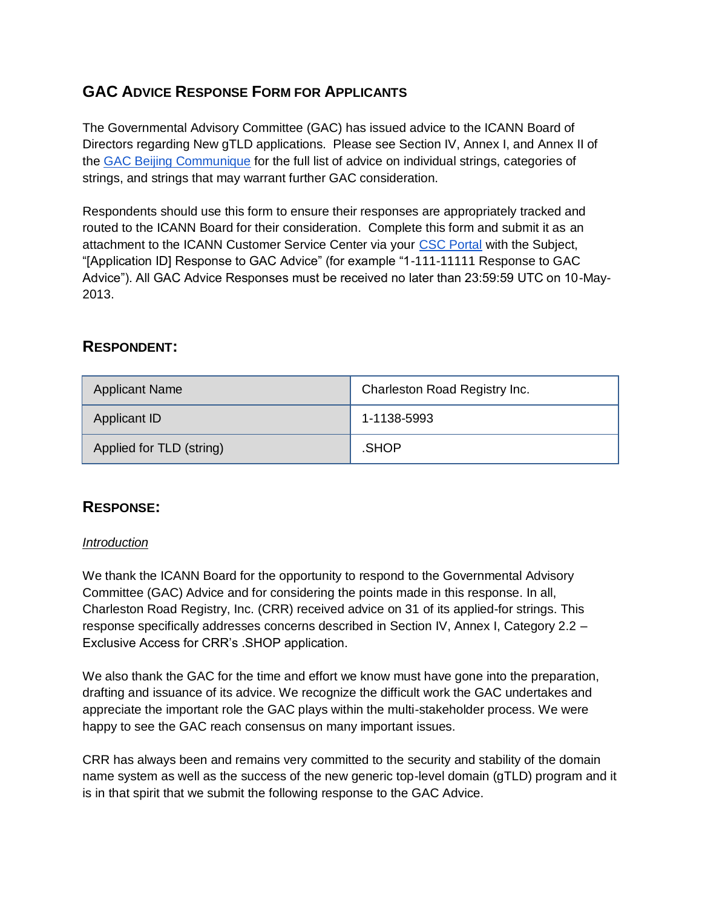## GAC Advice Response Form for Applicants

The Governmental Advisory Committee (GAC) has issued advice to the ICANN Board of Directors regarding New gTLD applications. Please see Section IV, Annex I, and Annex II of the [GAC Beijing Communique](GAC Beijing Communique) for the full list of advice on individual strings, categories of strings, and strings that may warrant further GAC consideration.

Respondents should use this form to ensure their responses are appropriately tracked and routed to the ICANN Board for their consideration. Complete this form and submit it as an attachment to the ICANN Customer Service Center via your [CSC Portal](CSC Portal) with the Subject, "[Application ID] Response to GAC Advice" (for example "1-111-11111 Response to GAC Advice"). All GAC Advice Responses must be received no later than 23:59:59 UTC on 10-May-2013.

### Respondent:

| Applicant Name | Charleston Road Registry Inc. |
|---|---|
| Applicant ID | 1-1138-5993 |
| Applied for TLD (string) | .SHOP |

### Response:

*Introduction*

We thank the ICANN Board for the opportunity to respond to the Governmental Advisory Committee (GAC) Advice and for considering the points made in this response. In all, Charleston Road Registry, Inc. (CRR) received advice on 31 of its applied-for strings. This response specifically addresses concerns described in Section IV, Annex I, Category 2.2 – Exclusive Access for CRR's .SHOP application.

We also thank the GAC for the time and effort we know must have gone into the preparation, drafting and issuance of its advice. We recognize the difficult work the GAC undertakes and appreciate the important role the GAC plays within the multi-stakeholder process. We were happy to see the GAC reach consensus on many important issues.

CRR has always been and remains very committed to the security and stability of the domain name system as well as the success of the new generic top-level domain (gTLD) program and it is in that spirit that we submit the following response to the GAC Advice.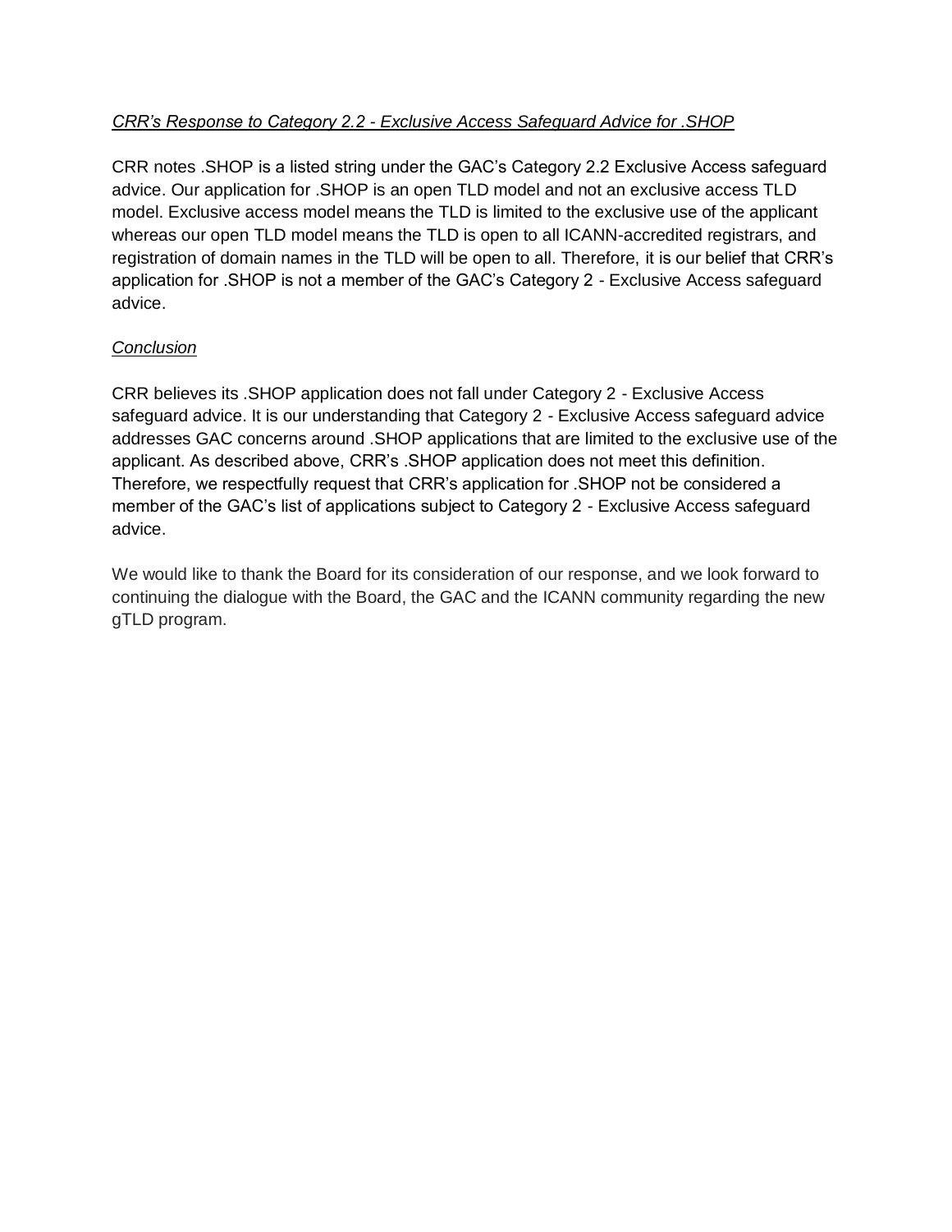*CRR's Response to Category 2.2 - Exclusive Access Safeguard Advice for .SHOP*

CRR notes .SHOP is a listed string under the GAC's Category 2.2 Exclusive Access safeguard advice. Our application for .SHOP is an open TLD model and not an exclusive access TLD model. Exclusive access model means the TLD is limited to the exclusive use of the applicant whereas our open TLD model means the TLD is open to all ICANN-accredited registrars, and registration of domain names in the TLD will be open to all. Therefore, it is our belief that CRR's application for .SHOP is not a member of the GAC's Category 2 - Exclusive Access safeguard advice.

*Conclusion*

CRR believes its .SHOP application does not fall under Category 2 - Exclusive Access safeguard advice. It is our understanding that Category 2 - Exclusive Access safeguard advice addresses GAC concerns around .SHOP applications that are limited to the exclusive use of the applicant. As described above, CRR's .SHOP application does not meet this definition. Therefore, we respectfully request that CRR's application for .SHOP not be considered a member of the GAC's list of applications subject to Category 2 - Exclusive Access safeguard advice.

We would like to thank the Board for its consideration of our response, and we look forward to continuing the dialogue with the Board, the GAC and the ICANN community regarding the new gTLD program.